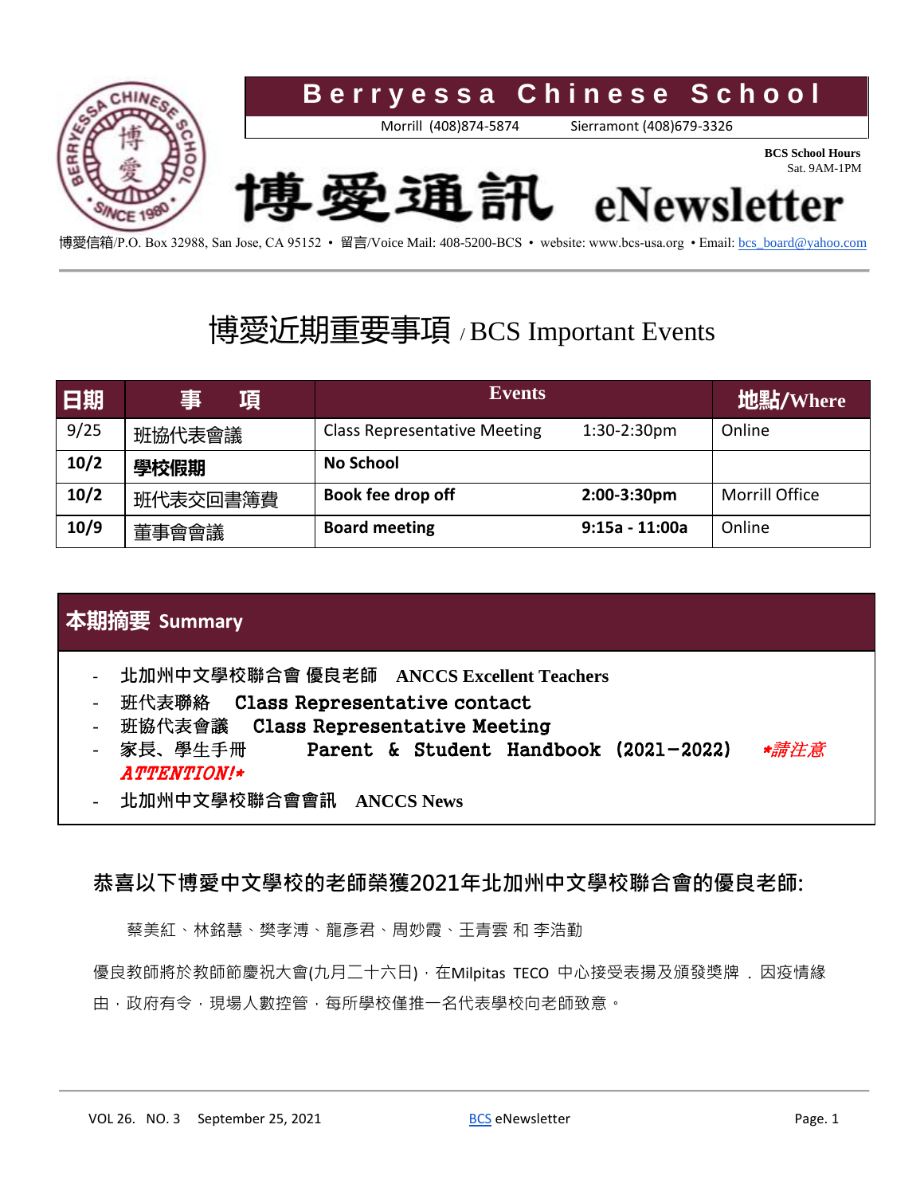# Berryessa Chinese School

Morrill (408)874-5874 Sierramont (408)679-3326

**BCS School Hours**
Sat. 9AM-1PM

# 博愛通訊 eNewsletter

博愛信箱/P.O. Box 32988, San Jose, CA 95152 • 留言/Voice Mail: 408-5200-BCS • website: www.bcs-usa.org • Email: bcs_board@yahoo.com

## 博愛近期重要事項 / BCS Important Events

| 日期 | 事 項 | Events | | 地點/Where |
|---|---|---|---|---|
| 9/25 | 班協代表會議 | Class Representative Meeting | 1:30-2:30pm | Online |
| **10/2** | **學校假期** | **No School** | | |
| **10/2** | 班代表交回書簿費 | **Book fee drop off** | **2:00-3:30pm** | Morrill Office |
| **10/9** | 董事會會議 | **Board meeting** | **9:15a - 11:00a** | Online |

## 本期摘要 Summary

- **北加州中文學校聯合會 優良老師 ANCCS Excellent Teachers**
- 班代表聯絡 **Class Representative contact**
- 班協代表會議 **Class Representative Meeting**
- 家長、學生手冊 **Parent & Student Handbook (2021-2022)** *\*請注意 ATTENTION!\**
- **北加州中文學校聯合會會訊 ANCCS News**

### 恭喜以下博愛中文學校的老師榮獲2021年北加州中文學校聯合會的優良老師:

蔡美紅、林銘慧、樊孝溥、龍彥君、周妙霞、王青雲 和 李浩勤

優良教師將於教師節慶祝大會(九月二十六日)，在Milpitas TECO 中心接受表揚及頒發獎牌 . 因疫情緣由，政府有令，現場人數控管，每所學校僅推一名代表學校向老師致意。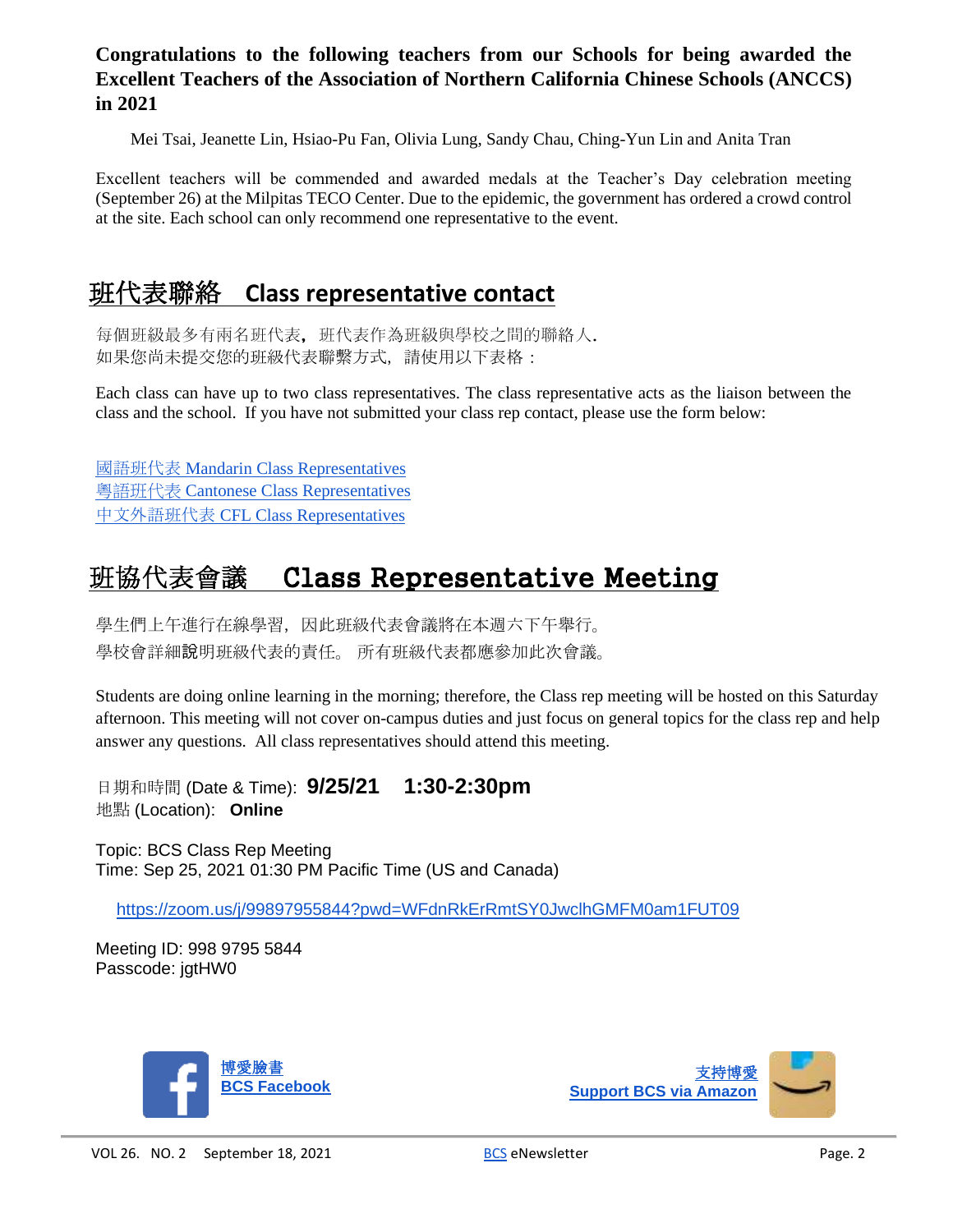**Congratulations to the following teachers from our Schools for being awarded the Excellent Teachers of the Association of Northern California Chinese Schools (ANCCS) in 2021**

Mei Tsai, Jeanette Lin, Hsiao-Pu Fan, Olivia Lung, Sandy Chau, Ching-Yun Lin and Anita Tran

Excellent teachers will be commended and awarded medals at the Teacher's Day celebration meeting (September 26) at the Milpitas TECO Center. Due to the epidemic, the government has ordered a crowd control at the site. Each school can only recommend one representative to the event.

## 班代表聯絡 Class representative contact

每個班級最多有兩名班代表，班代表作為班級與學校之間的聯絡人.
如果您尚未提交您的班級代表聯繫方式，請使用以下表格：

Each class can have up to two class representatives. The class representative acts as the liaison between the class and the school. If you have not submitted your class rep contact, please use the form below:

國語班代表 Mandarin Class Representatives
粵語班代表 Cantonese Class Representatives
中文外語班代表 CFL Class Representatives

## 班協代表會議 Class Representative Meeting

學生們上午進行在線學習，因此班級代表會議將在本週六下午舉行。
學校會詳細說明班級代表的責任。所有班級代表都應參加此次會議。

Students are doing online learning in the morning; therefore, the Class rep meeting will be hosted on this Saturday afternoon. This meeting will not cover on-campus duties and just focus on general topics for the class rep and help answer any questions. All class representatives should attend this meeting.

日期和時間 (Date & Time): **9/25/21 1:30-2:30pm**
地點 (Location): **Online**

Topic: BCS Class Rep Meeting
Time: Sep 25, 2021 01:30 PM Pacific Time (US and Canada)

https://zoom.us/j/99897955844?pwd=WFdnRkErRmtSY0JwclhGMFM0am1FUT09

Meeting ID: 998 9795 5844
Passcode: jgtHW0

博愛臉書
**BCS Facebook**

支持博愛
**Support BCS via Amazon**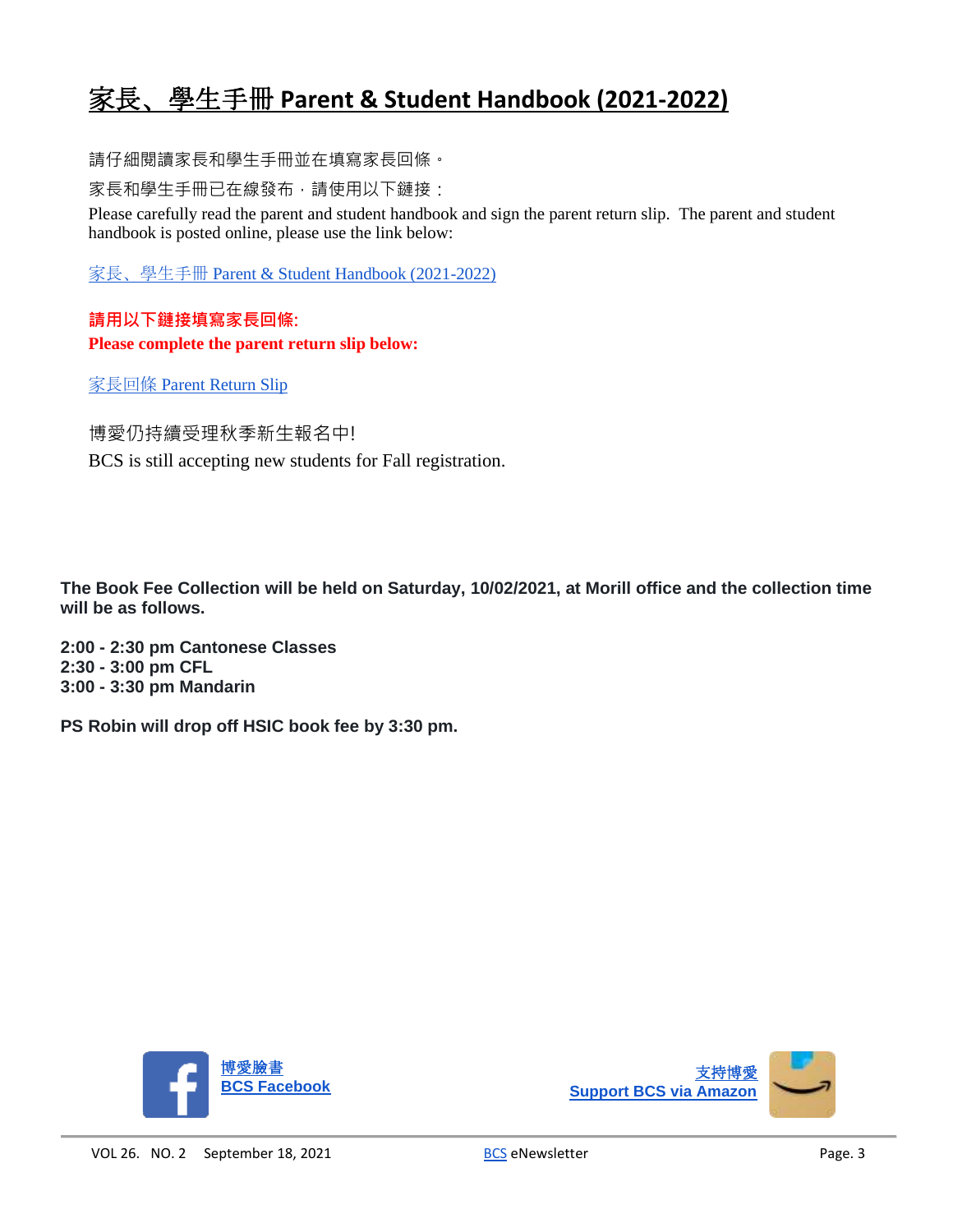# 家長、學生手冊 Parent & Student Handbook (2021-2022)

請仔細閱讀家長和學生手冊並在填寫家長回條。

家長和學生手冊已在線發布，請使用以下鏈接：

Please carefully read the parent and student handbook and sign the parent return slip. The parent and student handbook is posted online, please use the link below:

家長、學生手冊 Parent & Student Handbook (2021-2022)

**請用以下鏈接填寫家長回條:**
**Please complete the parent return slip below:**

家長回條 Parent Return Slip

博愛仍持續受理秋季新生報名中!

BCS is still accepting new students for Fall registration.

**The Book Fee Collection will be held on Saturday, 10/02/2021, at Morill office and the collection time will be as follows.**

**2:00 - 2:30 pm Cantonese Classes**
**2:30 - 3:00 pm CFL**
**3:00 - 3:30 pm Mandarin**

**PS Robin will drop off HSIC book fee by 3:30 pm.**

博愛臉書
**BCS Facebook**

支持博愛
**Support BCS via Amazon**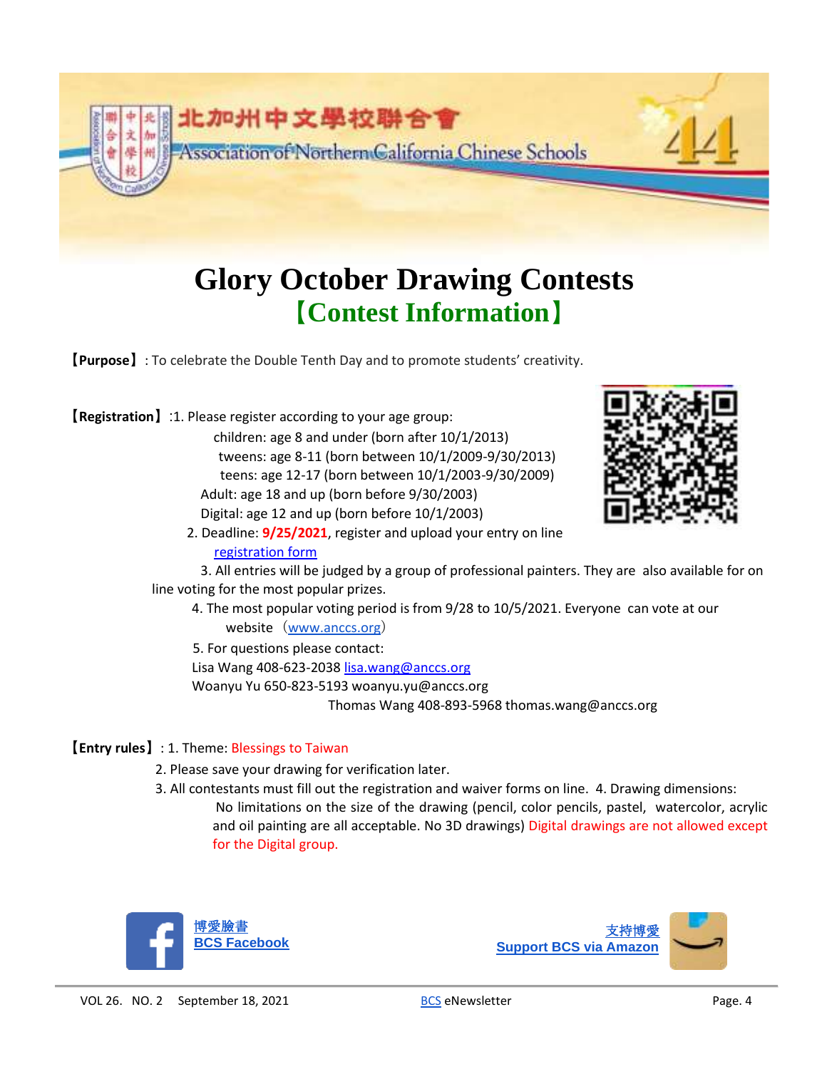北加州中文學校聯合會
Association of Northern California Chinese Schools

# Glory October Drawing Contests

## 【Contest Information】

【**Purpose**】: To celebrate the Double Tenth Day and to promote students' creativity.

【**Registration**】:1. Please register according to your age group:

children: age 8 and under (born after 10/1/2013)
tweens: age 8-11 (born between 10/1/2009-9/30/2013)
teens: age 12-17 (born between 10/1/2003-9/30/2009)
Adult: age 18 and up (born before 9/30/2003)
Digital: age 12 and up (born before 10/1/2003)

2. Deadline: **9/25/2021**, register and upload your entry on line [registration form]

3. All entries will be judged by a group of professional painters. They are also available for on line voting for the most popular prizes.

4. The most popular voting period is from 9/28 to 10/5/2021. Everyone can vote at our website（www.anccs.org）

5. For questions please contact:
Lisa Wang 408-623-2038 lisa.wang@anccs.org
Woanyu Yu 650-823-5193 woanyu.yu@anccs.org
Thomas Wang 408-893-5968 thomas.wang@anccs.org

【**Entry rules**】: 1. Theme: Blessings to Taiwan

2. Please save your drawing for verification later.

3. All contestants must fill out the registration and waiver forms on line. 4. Drawing dimensions: No limitations on the size of the drawing (pencil, color pencils, pastel, watercolor, acrylic and oil painting are all acceptable. No 3D drawings) Digital drawings are not allowed except for the Digital group.

博愛臉書
**BCS Facebook**

支持博愛
**Support BCS via Amazon**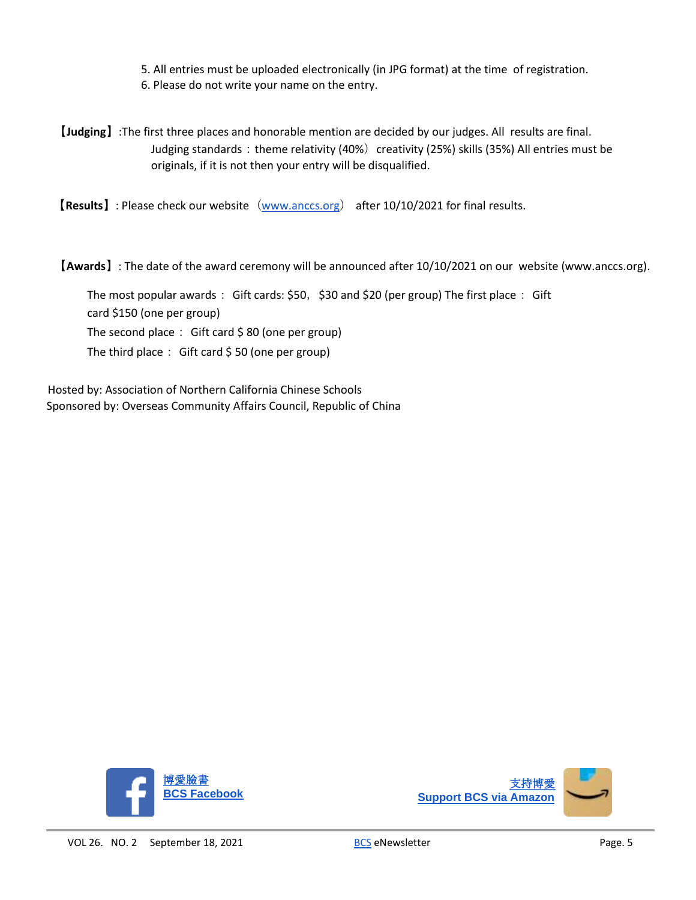5. All entries must be uploaded electronically (in JPG format) at the time of registration.
6. Please do not write your name on the entry.

【Judging】:The first three places and honorable mention are decided by our judges. All results are final. Judging standards：theme relativity (40%） creativity (25%) skills (35%) All entries must be originals, if it is not then your entry will be disqualified.

【Results】: Please check our website（www.anccs.org） after 10/10/2021 for final results.

【Awards】: The date of the award ceremony will be announced after 10/10/2021 on our website (www.anccs.org).

The most popular awards： Gift cards: $50, $30 and $20 (per group) The first place： Gift card $150 (one per group)

The second place： Gift card $ 80 (one per group)

The third place： Gift card $ 50 (one per group)

Hosted by: Association of Northern California Chinese Schools
Sponsored by: Overseas Community Affairs Council, Republic of China

博愛臉書
**BCS Facebook**

支持博愛
**Support BCS via Amazon**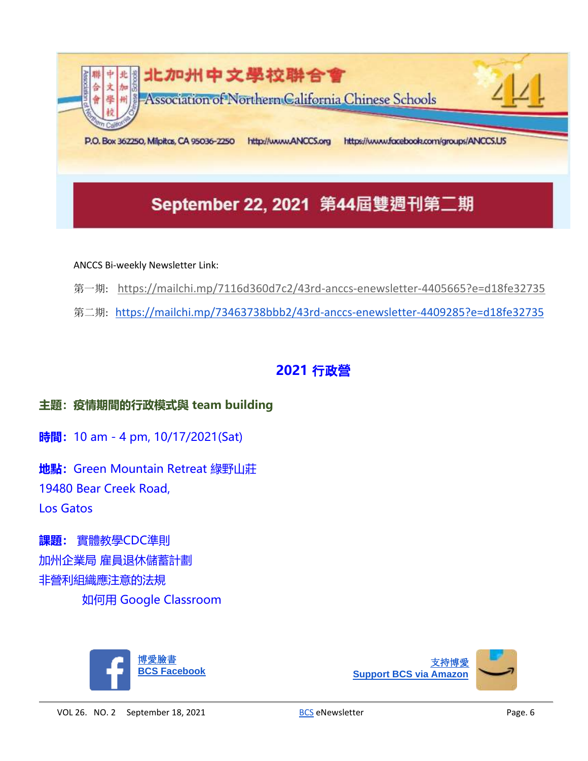北加州中文學校聯合會

Association of Northern California Chinese Schools

44

P.O. Box 362250, Milpitas, CA 95036-2250 http://www.ANCCS.org https://www.facebook.com/groups/ANCCS.US

## September 22, 2021 第44屆雙週刊第二期

ANCCS Bi-weekly Newsletter Link:

第一期: https://mailchi.mp/7116d360d7c2/43rd-anccs-enewsletter-4405665?e=d18fe32735

第二期: https://mailchi.mp/73463738bbb2/43rd-anccs-enewsletter-4409285?e=d18fe32735

## 2021 行政營

**主題：疫情期間的行政模式與 team building**

**時間：** 10 am - 4 pm, 10/17/2021(Sat)

**地點：** Green Mountain Retreat 綠野山莊
19480 Bear Creek Road,
Los Gatos

**課題：** 實體教學CDC準則
加州企業局 雇員退休儲蓄計劃
非營利組織應注意的法規
如何用 Google Classroom

博愛臉書
**BCS Facebook**

支持博愛
**Support BCS via Amazon**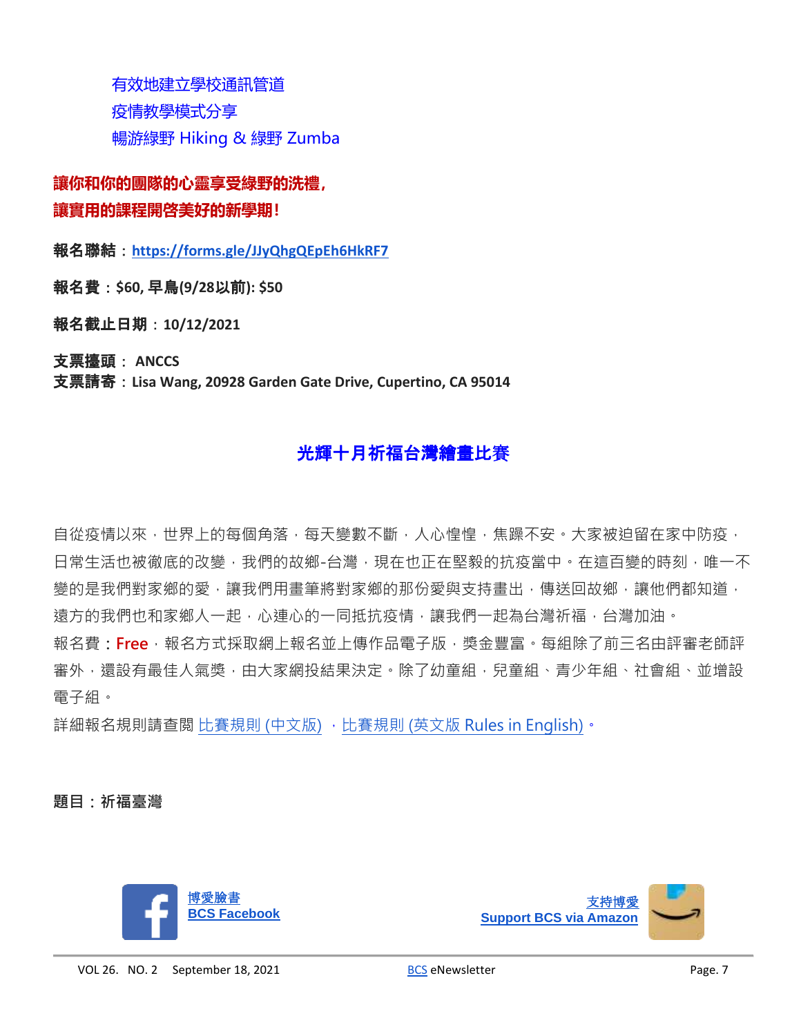有效地建立學校通訊管道

疫情教學模式分享

暢游綠野 Hiking & 綠野 Zumba

**讓你和你的團隊的心靈享受綠野的洗禮，**
**讓實用的課程開啓美好的新學期！**

**報名聯結**：**https://forms.gle/JJyQhgQEpEh6HkRF7**

**報名費**：**$60, 早鳥(9/28以前): $50**

**報名截止日期**：**10/12/2021**

**支票擡頭**： **ANCCS**
**支票請寄**：**Lisa Wang, 20928 Garden Gate Drive, Cupertino, CA 95014**

## 光輝十月祈福台灣繪畫比賽

自從疫情以來，世界上的每個角落，每天變數不斷，人心惶惶，焦躁不安。大家被迫留在家中防疫，日常生活也被徹底的改變，我們的故鄉-台灣，現在也正在堅毅的抗疫當中。在這百變的時刻，唯一不變的是我們對家鄉的愛，讓我們用畫筆將對家鄉的那份愛與支持畫出，傳送回故鄉，讓他們都知道，遠方的我們也和家鄉人一起，心連心的一同抵抗疫情，讓我們一起為台灣祈福，台灣加油。

報名費：**Free**，報名方式採取網上報名並上傳作品電子版，獎金豐富。每組除了前三名由評審老師評審外，還設有最佳人氣獎，由大家網投結果決定。除了幼童組，兒童組、青少年組、社會組、並增設電子組。

詳細報名規則請查閱 比賽規則 (中文版) ，比賽規則 (英文版 Rules in English)。

**題目：祈福臺灣**

博愛臉書
**BCS Facebook**

支持博愛
**Support BCS via Amazon**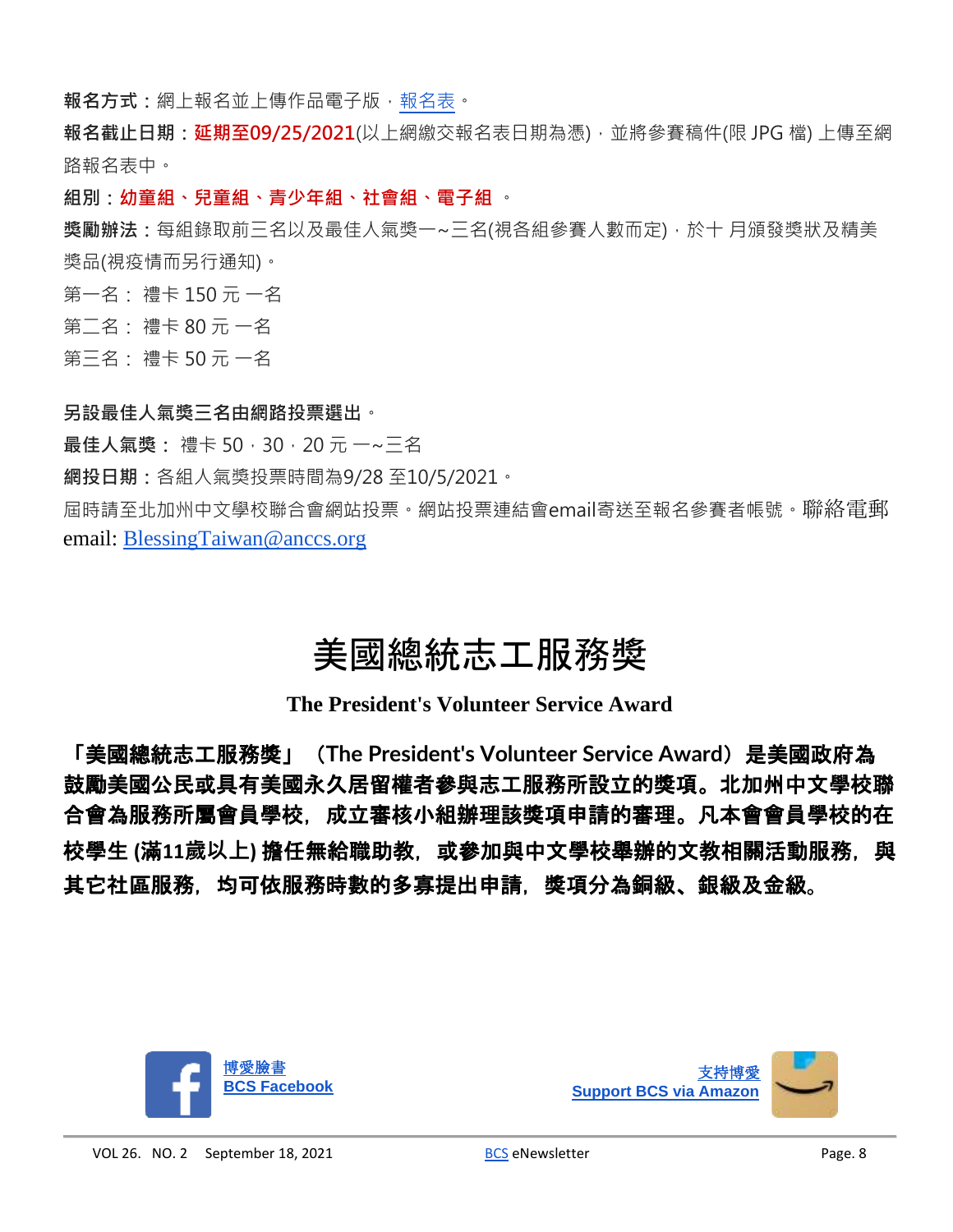**報名方式**：網上報名並上傳作品電子版，報名表。

**報名截止日期**：**延期至09/25/2021**(以上網繳交報名表日期為憑)，並將參賽稿件(限 JPG 檔) 上傳至網路報名表中。

**組別**：**幼童組、兒童組、青少年組、社會組、電子組** 。

**獎勵辦法**：每組錄取前三名以及最佳人氣獎一~三名(視各組參賽人數而定)，於十 月頒發獎狀及精美獎品(視疫情而另行通知)。

第一名： 禮卡 150 元 一名

第二名： 禮卡 80 元 一名

第三名： 禮卡 50 元 一名

**另設最佳人氣獎三名由網路投票選出**。

**最佳人氣獎**： 禮卡 50，30，20 元 一~三名

**網投日期**：各組人氣獎投票時間為9/28 至10/5/2021。

屆時請至北加州中文學校聯合會網站投票。網站投票連結會email寄送至報名參賽者帳號。聯絡電郵 email: BlessingTaiwan@anccs.org

# 美國總統志工服務獎

## The President's Volunteer Service Award

**「美國總統志工服務獎」（The President's Volunteer Service Award）是美國政府為鼓勵美國公民或具有美國永久居留權者參與志工服務所設立的獎項。北加州中文學校聯合會為服務所屬會員學校，成立審核小組辦理該獎項申請的審理。凡本會會員學校的在校學生 (滿11歲以上) 擔任無給職助教，或參加與中文學校舉辦的文教相關活動服務，與其它社區服務，均可依服務時數的多寡提出申請，獎項分為銅級、銀級及金級。**

博愛臉書
BCS Facebook

支持博愛
Support BCS via Amazon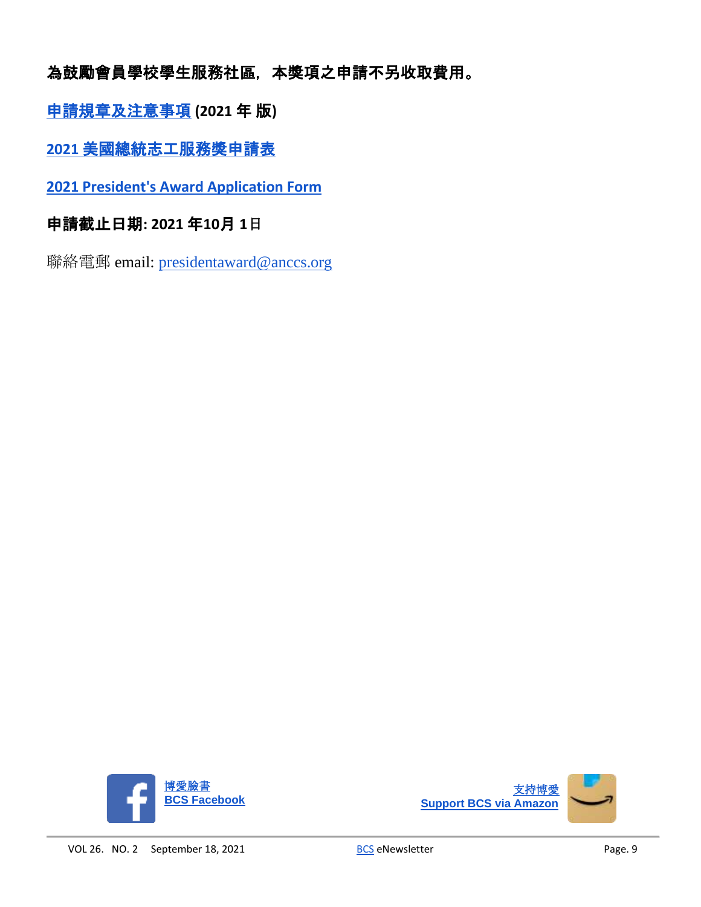**為鼓勵會員學校學生服務社區，本獎項之申請不另收取費用。**

**申請規章及注意事項 (2021 年 版)**

**2021 美國總統志工服務獎申請表**

**2021 President's Award Application Form**

**申請截止日期: 2021 年10月 1**日

聯絡電郵 email: presidentaward@anccs.org

博愛臉書
**BCS Facebook**

支持博愛
**Support BCS via Amazon**